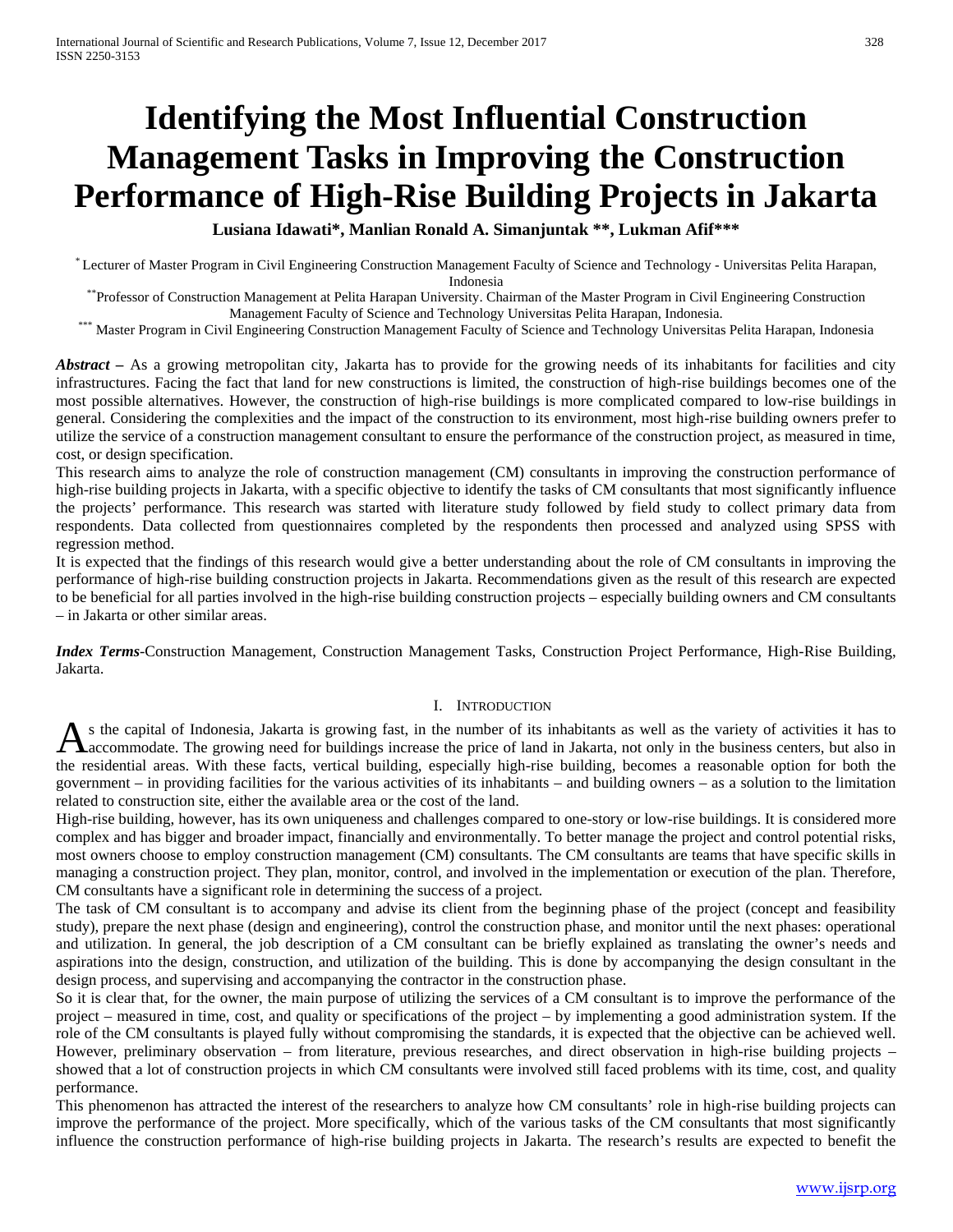# Identifying the Most Influential Construction Management Tasks in Improving the Construction Performance of High-Rise Building Projects in Jakarta

**Lusiana Idawati*, Manlian Ronald A. Simanjuntak **, Lukman Afif*****

[*] Lecturer of Master Program in Civil Engineering Construction Management Faculty of Science and Technology - Universitas Pelita Harapan, Indonesia

[**] Professor of Construction Management at Pelita Harapan University. Chairman of the Master Program in Civil Engineering Construction Management Faculty of Science and Technology Universitas Pelita Harapan, Indonesia.

[***] Master Program in Civil Engineering Construction Management Faculty of Science and Technology Universitas Pelita Harapan, Indonesia

***Abstract –*** As a growing metropolitan city, Jakarta has to provide for the growing needs of its inhabitants for facilities and city infrastructures. Facing the fact that land for new constructions is limited, the construction of high-rise buildings becomes one of the most possible alternatives. However, the construction of high-rise buildings is more complicated compared to low-rise buildings in general. Considering the complexities and the impact of the construction to its environment, most high-rise building owners prefer to utilize the service of a construction management consultant to ensure the performance of the construction project, as measured in time, cost, or design specification.

This research aims to analyze the role of construction management (CM) consultants in improving the construction performance of high-rise building projects in Jakarta, with a specific objective to identify the tasks of CM consultants that most significantly influence the projects' performance. This research was started with literature study followed by field study to collect primary data from respondents. Data collected from questionnaires completed by the respondents then processed and analyzed using SPSS with regression method.

It is expected that the findings of this research would give a better understanding about the role of CM consultants in improving the performance of high-rise building construction projects in Jakarta. Recommendations given as the result of this research are expected to be beneficial for all parties involved in the high-rise building construction projects – especially building owners and CM consultants – in Jakarta or other similar areas.

***Index Terms***-Construction Management, Construction Management Tasks, Construction Project Performance, High-Rise Building, Jakarta.

## I. Introduction

As the capital of Indonesia, Jakarta is growing fast, in the number of its inhabitants as well as the variety of activities it has to accommodate. The growing need for buildings increase the price of land in Jakarta, not only in the business centers, but also in the residential areas. With these facts, vertical building, especially high-rise building, becomes a reasonable option for both the government – in providing facilities for the various activities of its inhabitants – and building owners – as a solution to the limitation related to construction site, either the available area or the cost of the land.

High-rise building, however, has its own uniqueness and challenges compared to one-story or low-rise buildings. It is considered more complex and has bigger and broader impact, financially and environmentally. To better manage the project and control potential risks, most owners choose to employ construction management (CM) consultants. The CM consultants are teams that have specific skills in managing a construction project. They plan, monitor, control, and involved in the implementation or execution of the plan. Therefore, CM consultants have a significant role in determining the success of a project.

The task of CM consultant is to accompany and advise its client from the beginning phase of the project (concept and feasibility study), prepare the next phase (design and engineering), control the construction phase, and monitor until the next phases: operational and utilization. In general, the job description of a CM consultant can be briefly explained as translating the owner's needs and aspirations into the design, construction, and utilization of the building. This is done by accompanying the design consultant in the design process, and supervising and accompanying the contractor in the construction phase.

So it is clear that, for the owner, the main purpose of utilizing the services of a CM consultant is to improve the performance of the project – measured in time, cost, and quality or specifications of the project – by implementing a good administration system. If the role of the CM consultants is played fully without compromising the standards, it is expected that the objective can be achieved well. However, preliminary observation – from literature, previous researches, and direct observation in high-rise building projects – showed that a lot of construction projects in which CM consultants were involved still faced problems with its time, cost, and quality performance.

This phenomenon has attracted the interest of the researchers to analyze how CM consultants' role in high-rise building projects can improve the performance of the project. More specifically, which of the various tasks of the CM consultants that most significantly influence the construction performance of high-rise building projects in Jakarta. The research's results are expected to benefit the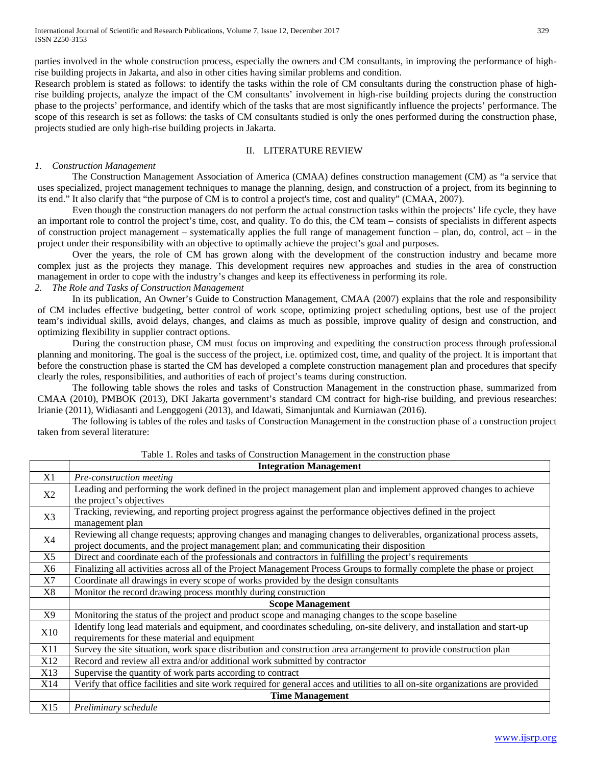parties involved in the whole construction process, especially the owners and CM consultants, in improving the performance of high-rise building projects in Jakarta, and also in other cities having similar problems and condition.

Research problem is stated as follows: to identify the tasks within the role of CM consultants during the construction phase of high-rise building projects, analyze the impact of the CM consultants' involvement in high-rise building projects during the construction phase to the projects' performance, and identify which of the tasks that are most significantly influence the projects' performance. The scope of this research is set as follows: the tasks of CM consultants studied is only the ones performed during the construction phase, projects studied are only high-rise building projects in Jakarta.

## II. LITERATURE REVIEW

### *1. Construction Management*

The Construction Management Association of America (CMAA) defines construction management (CM) as "a service that uses specialized, project management techniques to manage the planning, design, and construction of a project, from its beginning to its end." It also clarify that "the purpose of CM is to control a project's time, cost and quality" (CMAA, 2007).

Even though the construction managers do not perform the actual construction tasks within the projects' life cycle, they have an important role to control the project's time, cost, and quality. To do this, the CM team – consists of specialists in different aspects of construction project management – systematically applies the full range of management function – plan, do, control, act – in the project under their responsibility with an objective to optimally achieve the project's goal and purposes.

Over the years, the role of CM has grown along with the development of the construction industry and became more complex just as the projects they manage. This development requires new approaches and studies in the area of construction management in order to cope with the industry's changes and keep its effectiveness in performing its role.

### *2. The Role and Tasks of Construction Management*

In its publication, An Owner's Guide to Construction Management, CMAA (2007) explains that the role and responsibility of CM includes effective budgeting, better control of work scope, optimizing project scheduling options, best use of the project team's individual skills, avoid delays, changes, and claims as much as possible, improve quality of design and construction, and optimizing flexibility in supplier contract options.

During the construction phase, CM must focus on improving and expediting the construction process through professional planning and monitoring. The goal is the success of the project, i.e. optimized cost, time, and quality of the project. It is important that before the construction phase is started the CM has developed a complete construction management plan and procedures that specify clearly the roles, responsibilities, and authorities of each of project's teams during construction.

The following table shows the roles and tasks of Construction Management in the construction phase, summarized from CMAA (2010), PMBOK (2013), DKI Jakarta government's standard CM contract for high-rise building, and previous researches: Irianie (2011), Widiasanti and Lenggogeni (2013), and Idawati, Simanjuntak and Kurniawan (2016).

The following is tables of the roles and tasks of Construction Management in the construction phase of a construction project taken from several literature:

Table 1. Roles and tasks of Construction Management in the construction phase

| | **Integration Management** |
|---|---|
| X1 | *Pre-construction meeting* |
| X2 | Leading and performing the work defined in the project management plan and implement approved changes to achieve the project's objectives |
| X3 | Tracking, reviewing, and reporting project progress against the performance objectives defined in the project management plan |
| X4 | Reviewing all change requests; approving changes and managing changes to deliverables, organizational process assets, project documents, and the project management plan; and communicating their disposition |
| X5 | Direct and coordinate each of the professionals and contractors in fulfilling the project's requirements |
| X6 | Finalizing all activities across all of the Project Management Process Groups to formally complete the phase or project |
| X7 | Coordinate all drawings in every scope of works provided by the design consultants |
| X8 | Monitor the record drawing process monthly during construction |
| | **Scope Management** |
| X9 | Monitoring the status of the project and product scope and managing changes to the scope baseline |
| X10 | Identify long lead materials and equipment, and coordinates scheduling, on-site delivery, and installation and start-up requirements for these material and equipment |
| X11 | Survey the site situation, work space distribution and construction area arrangement to provide construction plan |
| X12 | Record and review all extra and/or additional work submitted by contractor |
| X13 | Supervise the quantity of work parts according to contract |
| X14 | Verify that office facilities and site work required for general acces and utilities to all on-site organizations are provided |
| | **Time Management** |
| X15 | *Preliminary schedule* |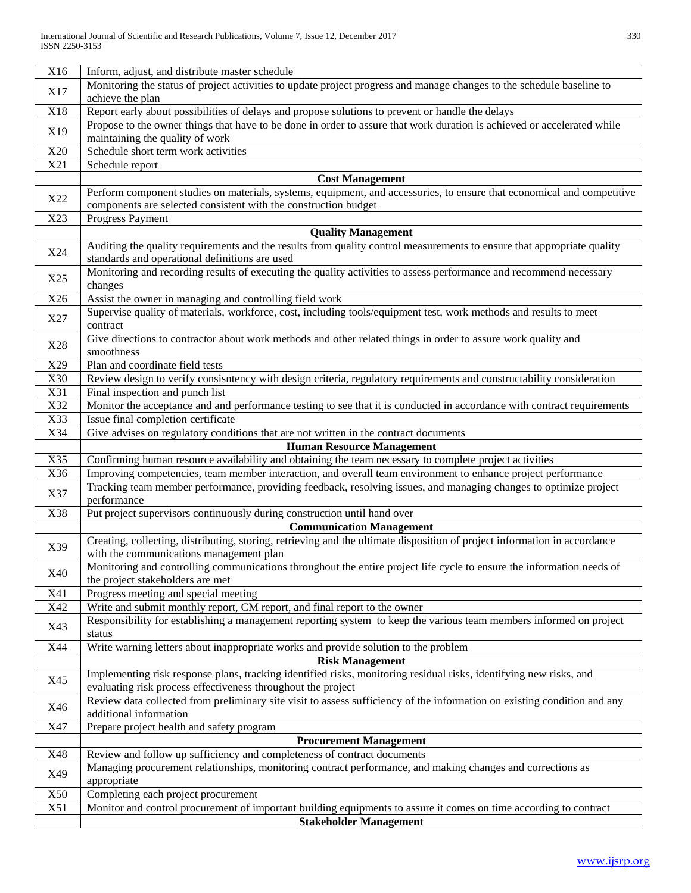| | |
|---|---|
| X16 | Inform, adjust, and distribute master schedule |
| X17 | Monitoring the status of project activities to update project progress and manage changes to the schedule baseline to achieve the plan |
| X18 | Report early about possibilities of delays and propose solutions to prevent or handle the delays |
| X19 | Propose to the owner things that have to be done in order to assure that work duration is achieved or accelerated while maintaining the quality of work |
| X20 | Schedule short term work activities |
| X21 | Schedule report |
| | **Cost Management** |
| X22 | Perform component studies on materials, systems, equipment, and accessories, to ensure that economical and competitive components are selected consistent with the construction budget |
| X23 | Progress Payment |
| | **Quality Management** |
| X24 | Auditing the quality requirements and the results from quality control measurements to ensure that appropriate quality standards and operational definitions are used |
| X25 | Monitoring and recording results of executing the quality activities to assess performance and recommend necessary changes |
| X26 | Assist the owner in managing and controlling field work |
| X27 | Supervise quality of materials, workforce, cost, including tools/equipment test, work methods and results to meet contract |
| X28 | Give directions to contractor about work methods and other related things in order to assure work quality and smoothness |
| X29 | Plan and coordinate field tests |
| X30 | Review design to verify consisntency with design criteria, regulatory requirements and constructability consideration |
| X31 | Final inspection and punch list |
| X32 | Monitor the acceptance and and performance testing to see that it is conducted in accordance with contract requirements |
| X33 | Issue final completion certificate |
| X34 | Give advises on regulatory conditions that are not written in the contract documents |
| | **Human Resource Management** |
| X35 | Confirming human resource availability and obtaining the team necessary to complete project activities |
| X36 | Improving competencies, team member interaction, and overall team environment to enhance project performance |
| X37 | Tracking team member performance, providing feedback, resolving issues, and managing changes to optimize project performance |
| X38 | Put project supervisors continuously during construction until hand over |
| | **Communication Management** |
| X39 | Creating, collecting, distributing, storing, retrieving and the ultimate disposition of project information in accordance with the communications management plan |
| X40 | Monitoring and controlling communications throughout the entire project life cycle to ensure the information needs of the project stakeholders are met |
| X41 | Progress meeting and special meeting |
| X42 | Write and submit monthly report, CM report, and final report to the owner |
| X43 | Responsibility for establishing a management reporting system to keep the various team members informed on project status |
| X44 | Write warning letters about inappropriate works and provide solution to the problem |
| | **Risk Management** |
| X45 | Implementing risk response plans, tracking identified risks, monitoring residual risks, identifying new risks, and evaluating risk process effectiveness throughout the project |
| X46 | Review data collected from preliminary site visit to assess sufficiency of the information on existing condition and any additional information |
| X47 | Prepare project health and safety program |
| | **Procurement Management** |
| X48 | Review and follow up sufficiency and completeness of contract documents |
| X49 | Managing procurement relationships, monitoring contract performance, and making changes and corrections as appropriate |
| X50 | Completing each project procurement |
| X51 | Monitor and control procurement of important building equipments to assure it comes on time according to contract |
| | **Stakeholder Management** |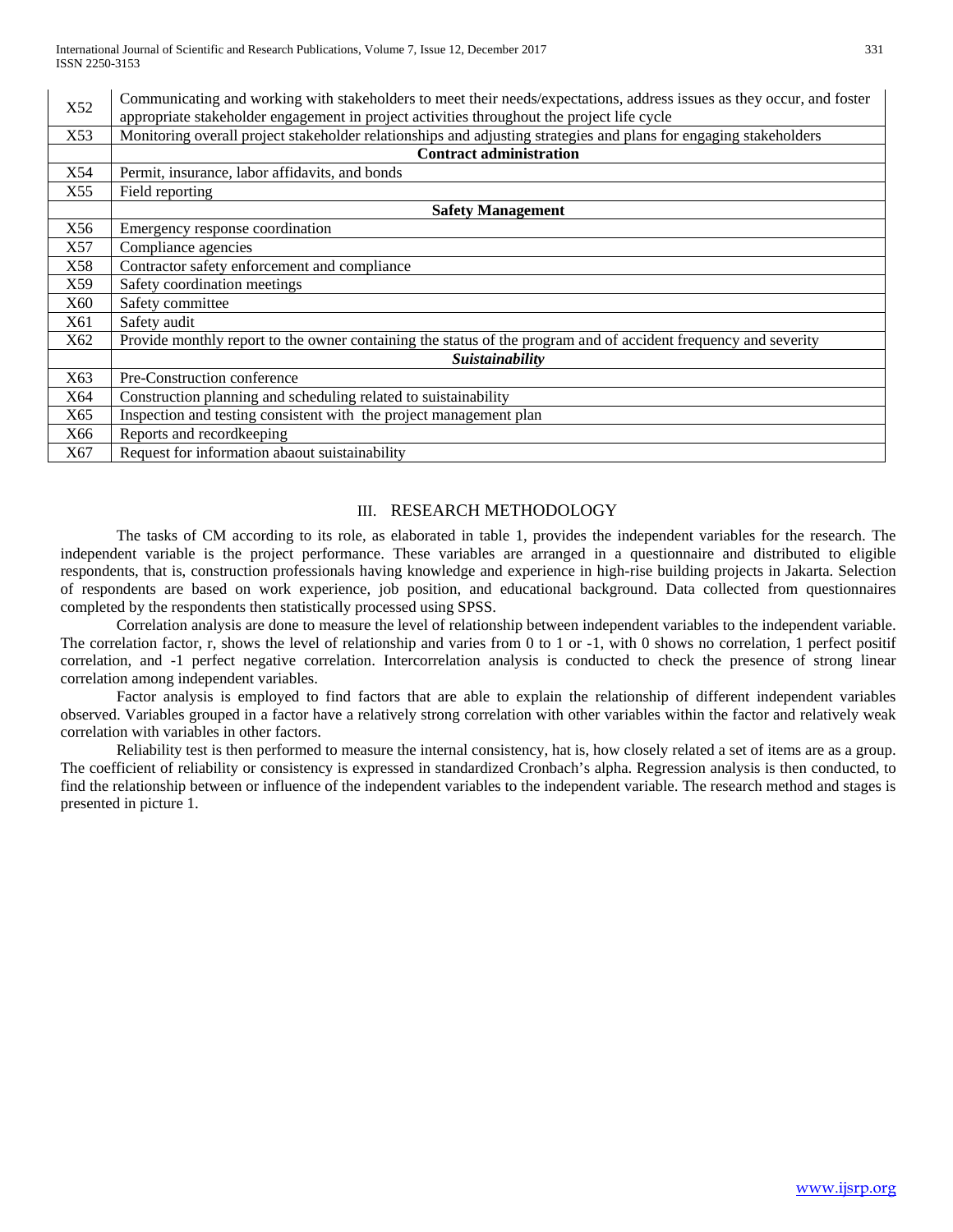| | |
|---|---|
| X52 | Communicating and working with stakeholders to meet their needs/expectations, address issues as they occur, and foster appropriate stakeholder engagement in project activities throughout the project life cycle |
| X53 | Monitoring overall project stakeholder relationships and adjusting strategies and plans for engaging stakeholders |
| | **Contract administration** |
| X54 | Permit, insurance, labor affidavits, and bonds |
| X55 | Field reporting |
| | **Safety Management** |
| X56 | Emergency response coordination |
| X57 | Compliance agencies |
| X58 | Contractor safety enforcement and compliance |
| X59 | Safety coordination meetings |
| X60 | Safety committee |
| X61 | Safety audit |
| X62 | Provide monthly report to the owner containing the status of the program and of accident frequency and severity |
| | ***Suistainability*** |
| X63 | Pre-Construction conference |
| X64 | Construction planning and scheduling related to suistainability |
| X65 | Inspection and testing consistent with the project management plan |
| X66 | Reports and recordkeeping |
| X67 | Request for information abaout suistainability |

## III. RESEARCH METHODOLOGY

The tasks of CM according to its role, as elaborated in table 1, provides the independent variables for the research. The independent variable is the project performance. These variables are arranged in a questionnaire and distributed to eligible respondents, that is, construction professionals having knowledge and experience in high-rise building projects in Jakarta. Selection of respondents are based on work experience, job position, and educational background. Data collected from questionnaires completed by the respondents then statistically processed using SPSS.

Correlation analysis are done to measure the level of relationship between independent variables to the independent variable. The correlation factor, r, shows the level of relationship and varies from 0 to 1 or -1, with 0 shows no correlation, 1 perfect positif correlation, and -1 perfect negative correlation. Intercorrelation analysis is conducted to check the presence of strong linear correlation among independent variables.

Factor analysis is employed to find factors that are able to explain the relationship of different independent variables observed. Variables grouped in a factor have a relatively strong correlation with other variables within the factor and relatively weak correlation with variables in other factors.

Reliability test is then performed to measure the internal consistency, hat is, how closely related a set of items are as a group. The coefficient of reliability or consistency is expressed in standardized Cronbach's alpha. Regression analysis is then conducted, to find the relationship between or influence of the independent variables to the independent variable. The research method and stages is presented in picture 1.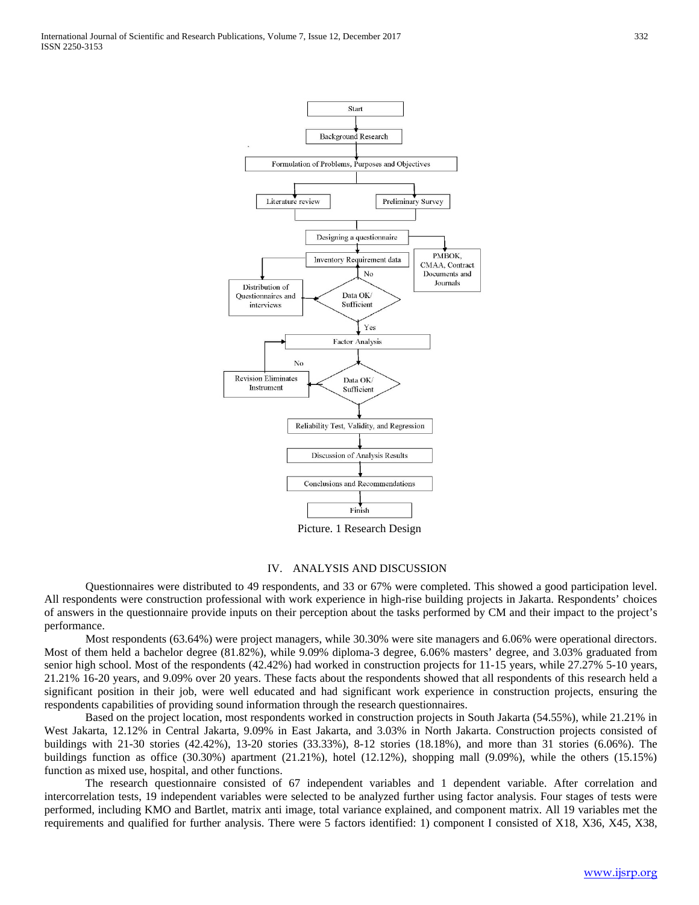Picture. 1 Research Design

## IV. ANALYSIS AND DISCUSSION

Questionnaires were distributed to 49 respondents, and 33 or 67% were completed. This showed a good participation level. All respondents were construction professional with work experience in high-rise building projects in Jakarta. Respondents' choices of answers in the questionnaire provide inputs on their perception about the tasks performed by CM and their impact to the project's performance.

Most respondents (63.64%) were project managers, while 30.30% were site managers and 6.06% were operational directors. Most of them held a bachelor degree (81.82%), while 9.09% diploma-3 degree, 6.06% masters' degree, and 3.03% graduated from senior high school. Most of the respondents (42.42%) had worked in construction projects for 11-15 years, while 27.27% 5-10 years, 21.21% 16-20 years, and 9.09% over 20 years. These facts about the respondents showed that all respondents of this research held a significant position in their job, were well educated and had significant work experience in construction projects, ensuring the respondents capabilities of providing sound information through the research questionnaires.

Based on the project location, most respondents worked in construction projects in South Jakarta (54.55%), while 21.21% in West Jakarta, 12.12% in Central Jakarta, 9.09% in East Jakarta, and 3.03% in North Jakarta. Construction projects consisted of buildings with 21-30 stories (42.42%), 13-20 stories (33.33%), 8-12 stories (18.18%), and more than 31 stories (6.06%). The buildings function as office (30.30%) apartment (21.21%), hotel (12.12%), shopping mall (9.09%), while the others (15.15%) function as mixed use, hospital, and other functions.

The research questionnaire consisted of 67 independent variables and 1 dependent variable. After correlation and intercorrelation tests, 19 independent variables were selected to be analyzed further using factor analysis. Four stages of tests were performed, including KMO and Bartlet, matrix anti image, total variance explained, and component matrix. All 19 variables met the requirements and qualified for further analysis. There were 5 factors identified: 1) component I consisted of X18, X36, X45, X38,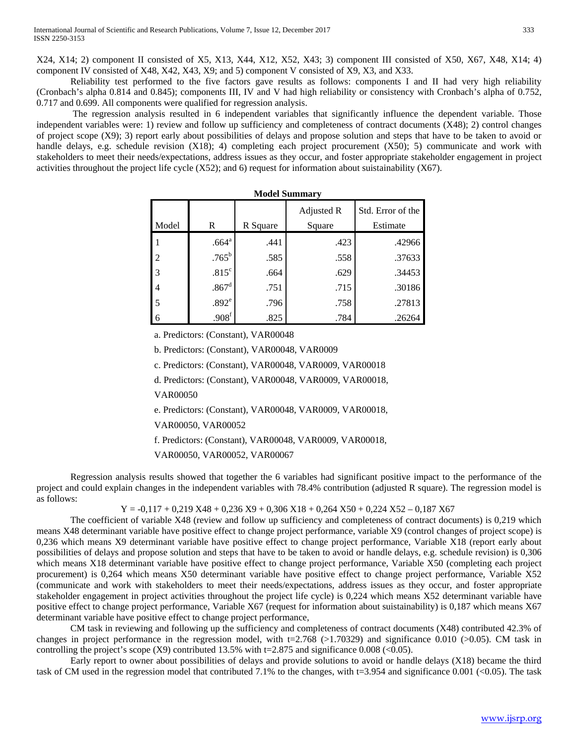X24, X14; 2) component II consisted of X5, X13, X44, X12, X52, X43; 3) component III consisted of X50, X67, X48, X14; 4) component IV consisted of X48, X42, X43, X9; and 5) component V consisted of X9, X3, and X33.

Reliability test performed to the five factors gave results as follows: components I and II had very high reliability (Cronbach's alpha 0.814 and 0.845); components III, IV and V had high reliability or consistency with Cronbach's alpha of 0.752, 0.717 and 0.699. All components were qualified for regression analysis.

The regression analysis resulted in 6 independent variables that significantly influence the dependent variable. Those independent variables were: 1) review and follow up sufficiency and completeness of contract documents (X48); 2) control changes of project scope (X9); 3) report early about possibilities of delays and propose solution and steps that have to be taken to avoid or handle delays, e.g. schedule revision (X18); 4) completing each project procurement (X50); 5) communicate and work with stakeholders to meet their needs/expectations, address issues as they occur, and foster appropriate stakeholder engagement in project activities throughout the project life cycle (X52); and 6) request for information about suistainability (X67).

**Model Summary**

| Model | R | R Square | Adjusted R Square | Std. Error of the Estimate |
|---|---|---|---|---|
| 1 | .664[a] | .441 | .423 | .42966 |
| 2 | .765[b] | .585 | .558 | .37633 |
| 3 | .815[c] | .664 | .629 | .34453 |
| 4 | .867[d] | .751 | .715 | .30186 |
| 5 | .892[e] | .796 | .758 | .27813 |
| 6 | .908[f] | .825 | .784 | .26264 |

a. Predictors: (Constant), VAR00048

b. Predictors: (Constant), VAR00048, VAR0009

c. Predictors: (Constant), VAR00048, VAR0009, VAR00018

d. Predictors: (Constant), VAR00048, VAR0009, VAR00018, VAR00050

e. Predictors: (Constant), VAR00048, VAR0009, VAR00018, VAR00050, VAR00052

f. Predictors: (Constant), VAR00048, VAR0009, VAR00018, VAR00050, VAR00052, VAR00067

Regression analysis results showed that together the 6 variables had significant positive impact to the performance of the project and could explain changes in the independent variables with 78.4% contribution (adjusted R square). The regression model is as follows:

$$Y = -0{,}117 + 0{,}219\ X48 + 0{,}236\ X9 + 0{,}306\ X18 + 0{,}264\ X50 + 0{,}224\ X52 - 0{,}187\ X67$$

The coefficient of variable X48 (review and follow up sufficiency and completeness of contract documents) is 0,219 which means X48 determinant variable have positive effect to change project performance, variable X9 (control changes of project scope) is 0,236 which means X9 determinant variable have positive effect to change project performance, Variable X18 (report early about possibilities of delays and propose solution and steps that have to be taken to avoid or handle delays, e.g. schedule revision) is 0,306 which means X18 determinant variable have positive effect to change project performance, Variable X50 (completing each project procurement) is 0,264 which means X50 determinant variable have positive effect to change project performance, Variable X52 (communicate and work with stakeholders to meet their needs/expectations, address issues as they occur, and foster appropriate stakeholder engagement in project activities throughout the project life cycle) is 0,224 which means X52 determinant variable have positive effect to change project performance, Variable X67 (request for information about suistainability) is 0,187 which means X67 determinant variable have positive effect to change project performance,

CM task in reviewing and following up the sufficiency and completeness of contract documents (X48) contributed 42.3% of changes in project performance in the regression model, with $t=2.768$ ($>1.70329$) and significance 0.010 ($>0.05$). CM task in controlling the project's scope (X9) contributed 13.5% with $t=2.875$ and significance 0.008 ($<0.05$).

Early report to owner about possibilities of delays and provide solutions to avoid or handle delays (X18) became the third task of CM used in the regression model that contributed 7.1% to the changes, with $t=3.954$ and significance 0.001 ($<0.05$). The task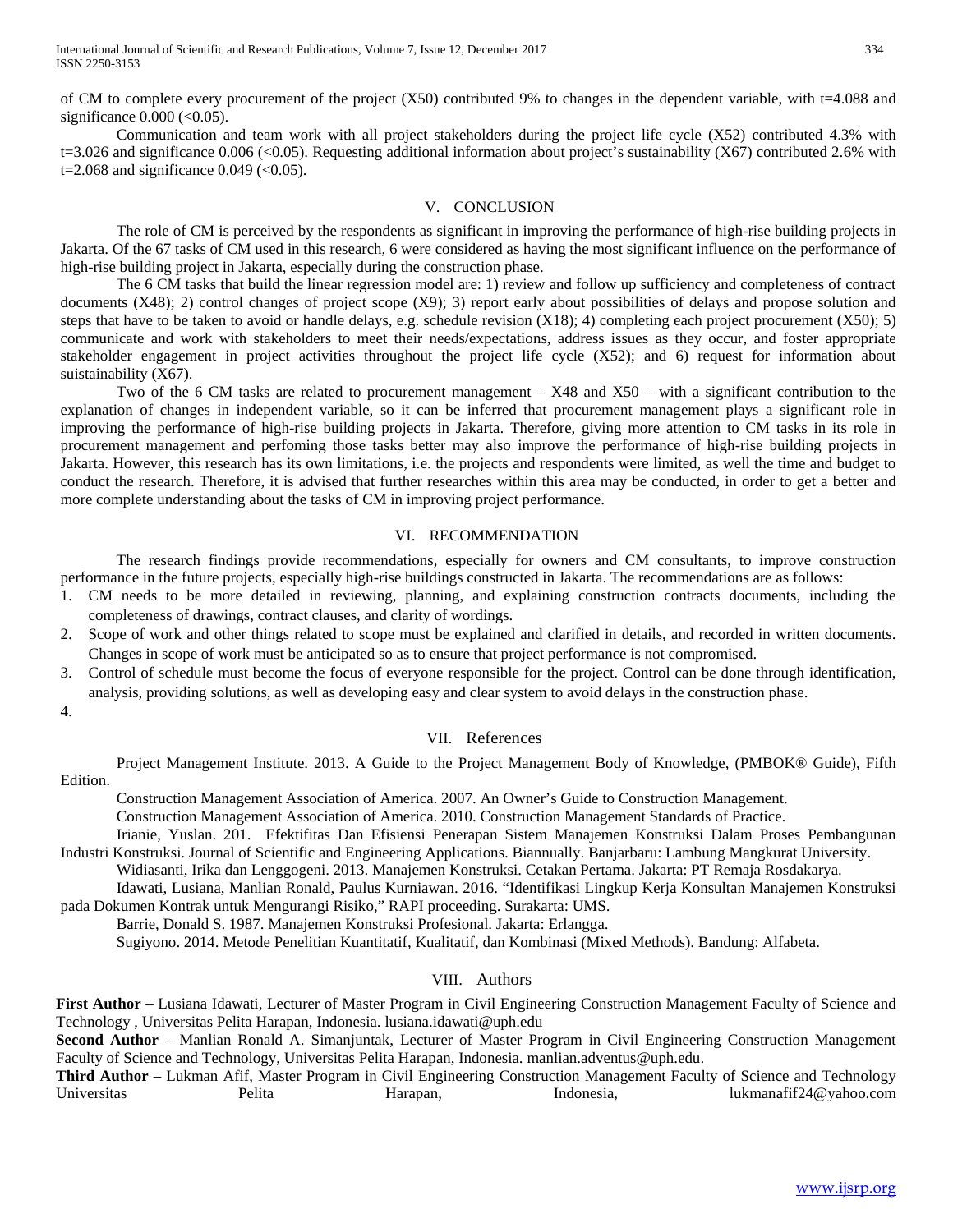of CM to complete every procurement of the project (X50) contributed 9% to changes in the dependent variable, with t=4.088 and significance 0.000 (<0.05).

Communication and team work with all project stakeholders during the project life cycle (X52) contributed 4.3% with t=3.026 and significance 0.006 (<0.05). Requesting additional information about project's sustainability (X67) contributed 2.6% with t=2.068 and significance 0.049 (<0.05).

## V. CONCLUSION

The role of CM is perceived by the respondents as significant in improving the performance of high-rise building projects in Jakarta. Of the 67 tasks of CM used in this research, 6 were considered as having the most significant influence on the performance of high-rise building project in Jakarta, especially during the construction phase.

The 6 CM tasks that build the linear regression model are: 1) review and follow up sufficiency and completeness of contract documents (X48); 2) control changes of project scope (X9); 3) report early about possibilities of delays and propose solution and steps that have to be taken to avoid or handle delays, e.g. schedule revision (X18); 4) completing each project procurement (X50); 5) communicate and work with stakeholders to meet their needs/expectations, address issues as they occur, and foster appropriate stakeholder engagement in project activities throughout the project life cycle (X52); and 6) request for information about suistainability (X67).

Two of the 6 CM tasks are related to procurement management – X48 and X50 – with a significant contribution to the explanation of changes in independent variable, so it can be inferred that procurement management plays a significant role in improving the performance of high-rise building projects in Jakarta. Therefore, giving more attention to CM tasks in its role in procurement management and perfoming those tasks better may also improve the performance of high-rise building projects in Jakarta. However, this research has its own limitations, i.e. the projects and respondents were limited, as well the time and budget to conduct the research. Therefore, it is advised that further researches within this area may be conducted, in order to get a better and more complete understanding about the tasks of CM in improving project performance.

## VI. RECOMMENDATION

The research findings provide recommendations, especially for owners and CM consultants, to improve construction performance in the future projects, especially high-rise buildings constructed in Jakarta. The recommendations are as follows:

1. CM needs to be more detailed in reviewing, planning, and explaining construction contracts documents, including the completeness of drawings, contract clauses, and clarity of wordings.
2. Scope of work and other things related to scope must be explained and clarified in details, and recorded in written documents. Changes in scope of work must be anticipated so as to ensure that project performance is not compromised.
3. Control of schedule must become the focus of everyone responsible for the project. Control can be done through identification, analysis, providing solutions, as well as developing easy and clear system to avoid delays in the construction phase.
4.

## VII. References

Project Management Institute. 2013. A Guide to the Project Management Body of Knowledge, (PMBOK® Guide), Fifth Edition.

Construction Management Association of America. 2007. An Owner's Guide to Construction Management.

Construction Management Association of America. 2010. Construction Management Standards of Practice.

Irianie, Yuslan. 201. Efektifitas Dan Efisiensi Penerapan Sistem Manajemen Konstruksi Dalam Proses Pembangunan Industri Konstruksi. Journal of Scientific and Engineering Applications. Biannually. Banjarbaru: Lambung Mangkurat University.

Widiasanti, Irika dan Lenggogeni. 2013. Manajemen Konstruksi. Cetakan Pertama. Jakarta: PT Remaja Rosdakarya.

Idawati, Lusiana, Manlian Ronald, Paulus Kurniawan. 2016. "Identifikasi Lingkup Kerja Konsultan Manajemen Konstruksi pada Dokumen Kontrak untuk Mengurangi Risiko," RAPI proceeding. Surakarta: UMS.

Barrie, Donald S. 1987. Manajemen Konstruksi Profesional. Jakarta: Erlangga.

Sugiyono. 2014. Metode Penelitian Kuantitatif, Kualitatif, dan Kombinasi (Mixed Methods). Bandung: Alfabeta.

## VIII. Authors

**First Author** – Lusiana Idawati, Lecturer of Master Program in Civil Engineering Construction Management Faculty of Science and Technology , Universitas Pelita Harapan, Indonesia. lusiana.idawati@uph.edu

**Second Author** – Manlian Ronald A. Simanjuntak, Lecturer of Master Program in Civil Engineering Construction Management Faculty of Science and Technology, Universitas Pelita Harapan, Indonesia. manlian.adventus@uph.edu.

**Third Author** – Lukman Afif, Master Program in Civil Engineering Construction Management Faculty of Science and Technology Universitas Pelita Harapan, Indonesia, lukmanafif24@yahoo.com